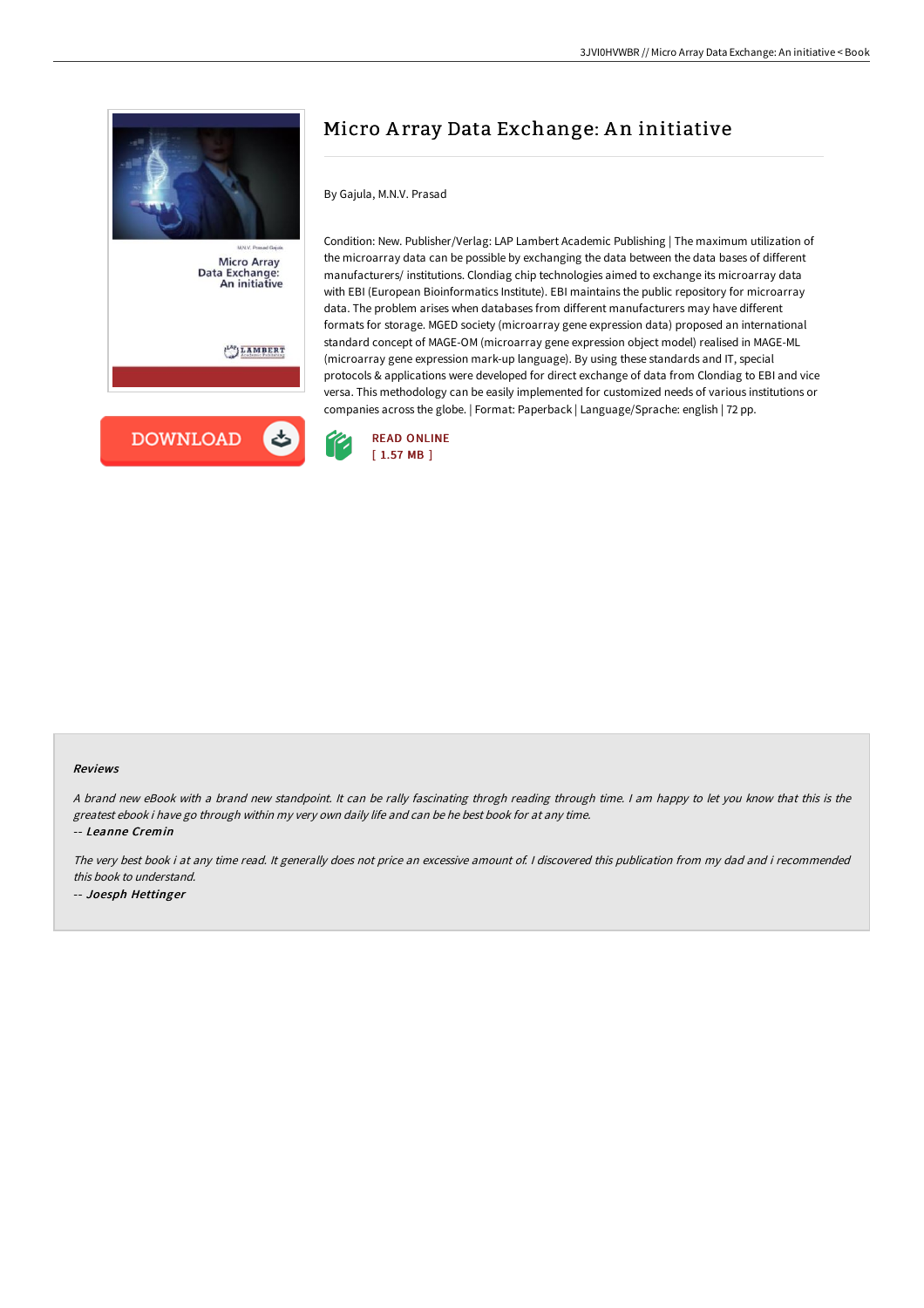# Micro Array Data Exchange: An initiative

By Gajula, M.N.V. Prasad

Condition: New. Publisher/Verlag: LAP Lambert Academic Publishing | The maximum utilization of the microarray data can be possible by exchanging the data between the data bases of different manufacturers/ institutions. Clondiag chip technologies aimed to exchange its microarray data with EBI (European Bioinformatics Institute). EBI maintains the public repository for microarray data. The problem arises when databases from different manufacturers may have different formats for storage. MGED society (microarray gene expression data) proposed an international standard concept of MAGE-OM (microarray gene expression object model) realised in MAGE-ML (microarray gene expression mark-up language). By using these standards and IT, special protocols & applications were developed for direct exchange of data from Clondiag to EBI and vice versa. This methodology can be easily implemented for customized needs of various institutions or companies across the globe. | Format: Paperback | Language/Sprache: english | 72 pp.

DOWNLOAD

READ ONLINE
[ 1.57 MB ]

### Reviews

*A brand new eBook with a brand new standpoint. It can be rally fascinating throgh reading through time. I am happy to let you know that this is the greatest ebook i have go through within my very own daily life and can be he best book for at any time.*

-- ***Leanne Cremin***

*The very best book i at any time read. It generally does not price an excessive amount of. I discovered this publication from my dad and i recommended this book to understand.*

-- ***Joesph Hettinger***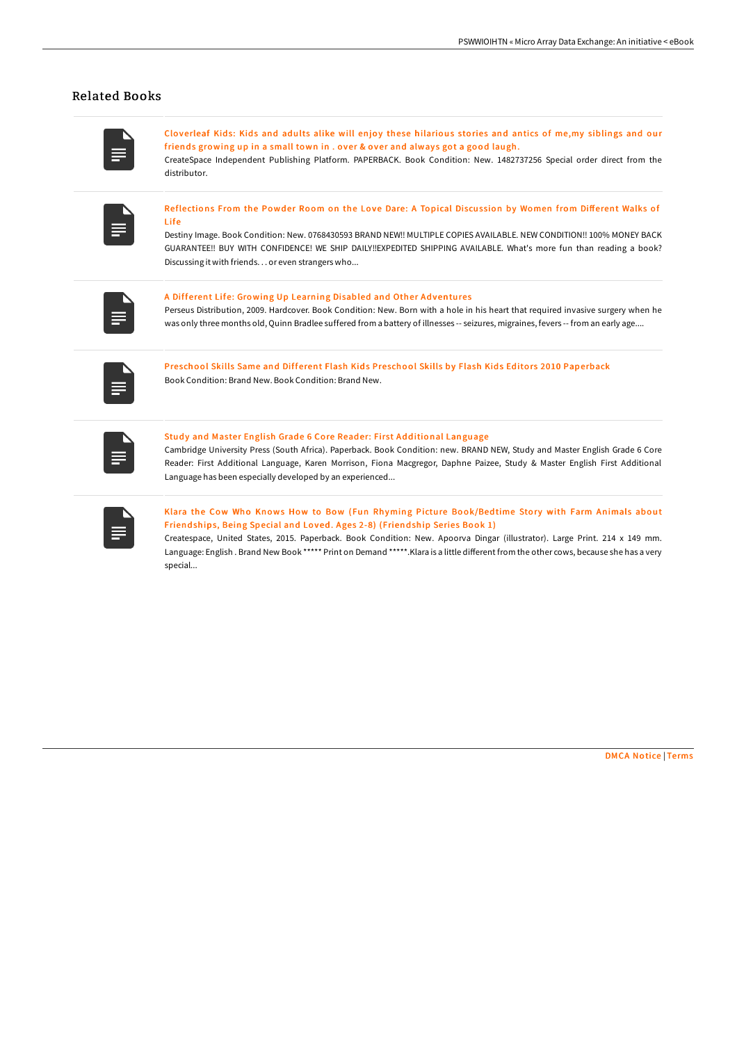## Related Books

**Cloverleaf Kids: Kids and adults alike will enjoy these hilarious stories and antics of me,my siblings and our friends growing up in a small town in . over & over and always got a good laugh.**

CreateSpace Independent Publishing Platform. PAPERBACK. Book Condition: New. 1482737256 Special order direct from the distributor.

**Reflections From the Powder Room on the Love Dare: A Topical Discussion by Women from Different Walks of Life**

Destiny Image. Book Condition: New. 0768430593 BRAND NEW!! MULTIPLE COPIES AVAILABLE. NEW CONDITION!! 100% MONEY BACK GUARANTEE!! BUY WITH CONFIDENCE! WE SHIP DAILY!!EXPEDITED SHIPPING AVAILABLE. What's more fun than reading a book? Discussing it with friends. . . or even strangers who...

**A Different Life: Growing Up Learning Disabled and Other Adventures**

Perseus Distribution, 2009. Hardcover. Book Condition: New. Born with a hole in his heart that required invasive surgery when he was only three months old, Quinn Bradlee suffered from a battery of illnesses -- seizures, migraines, fevers -- from an early age....

**Preschool Skills Same and Different Flash Kids Preschool Skills by Flash Kids Editors 2010 Paperback**

Book Condition: Brand New. Book Condition: Brand New.

**Study and Master English Grade 6 Core Reader: First Additional Language**

Cambridge University Press (South Africa). Paperback. Book Condition: new. BRAND NEW, Study and Master English Grade 6 Core Reader: First Additional Language, Karen Morrison, Fiona Macgregor, Daphne Paizee, Study & Master English First Additional Language has been especially developed by an experienced...

**Klara the Cow Who Knows How to Bow (Fun Rhyming Picture Book/Bedtime Story with Farm Animals about Friendships, Being Special and Loved. Ages 2-8) (Friendship Series Book 1)**

Createspace, United States, 2015. Paperback. Book Condition: New. Apoorva Dingar (illustrator). Large Print. 214 x 149 mm. Language: English . Brand New Book ***** Print on Demand *****.Klara is a little different from the other cows, because she has a very special...